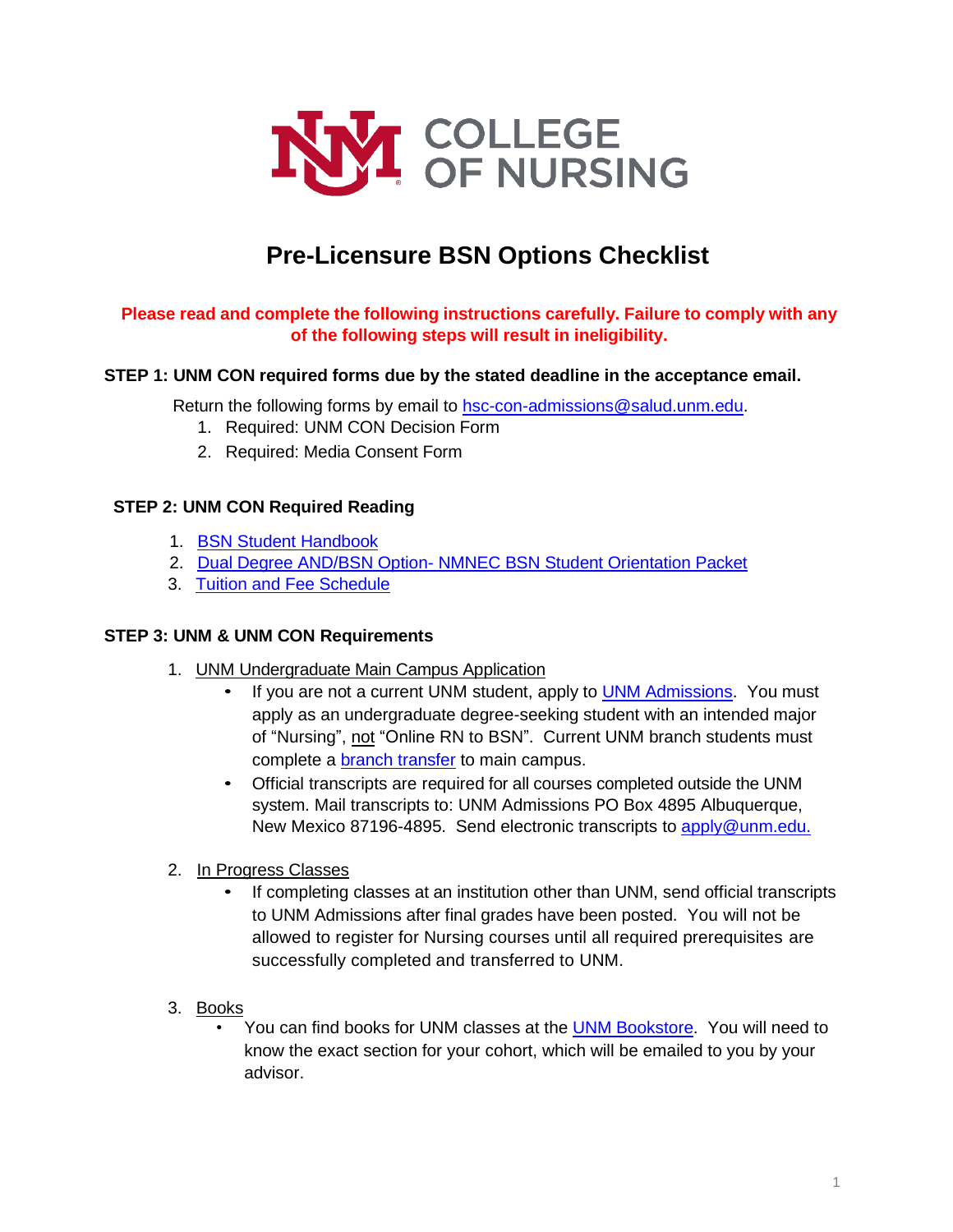# Pre-Licensure BSN Options Checklist

**Please read and complete the following instructions carefully. Failure to comply with any of the following steps will result in ineligibility.**

**STEP 1: UNM CON required forms due by the stated deadline in the acceptance email.**

Return the following forms by email to hsc-con-admissions@salud.unm.edu.

1. Required: UNM CON Decision Form
2. Required: Media Consent Form

**STEP 2: UNM CON Required Reading**

1. BSN Student Handbook
2. Dual Degree AND/BSN Option- NMNEC BSN Student Orientation Packet
3. Tuition and Fee Schedule

**STEP 3: UNM & UNM CON Requirements**

1. UNM Undergraduate Main Campus Application
   - If you are not a current UNM student, apply to UNM Admissions. You must apply as an undergraduate degree-seeking student with an intended major of "Nursing", not "Online RN to BSN". Current UNM branch students must complete a branch transfer to main campus.
   - Official transcripts are required for all courses completed outside the UNM system. Mail transcripts to: UNM Admissions PO Box 4895 Albuquerque, New Mexico 87196-4895. Send electronic transcripts to apply@unm.edu.

2. In Progress Classes
   - If completing classes at an institution other than UNM, send official transcripts to UNM Admissions after final grades have been posted. You will not be allowed to register for Nursing courses until all required prerequisites are successfully completed and transferred to UNM.

3. Books
   - You can find books for UNM classes at the UNM Bookstore. You will need to know the exact section for your cohort, which will be emailed to you by your advisor.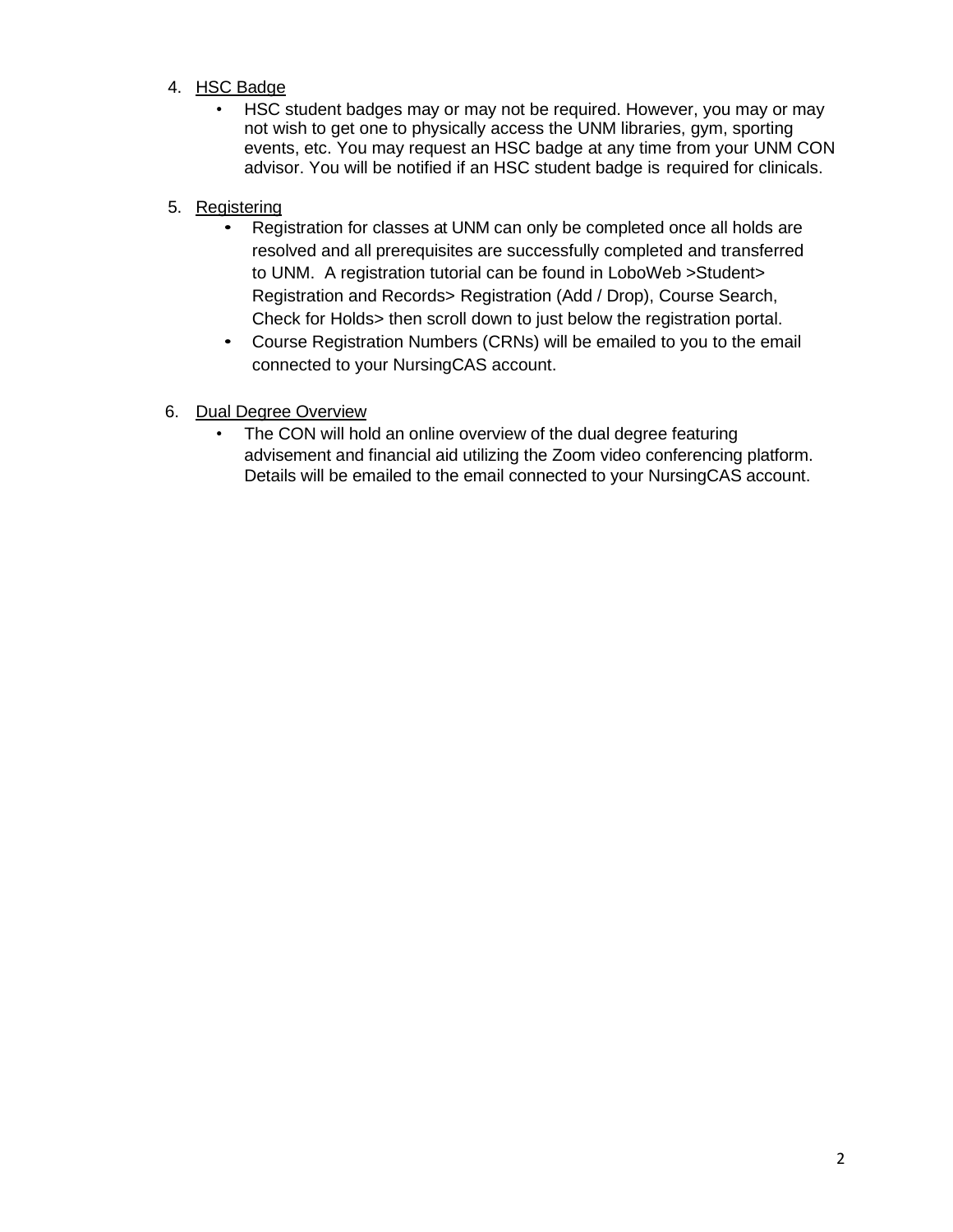4. <u>HSC Badge</u>
   - HSC student badges may or may not be required. However, you may or may not wish to get one to physically access the UNM libraries, gym, sporting events, etc. You may request an HSC badge at any time from your UNM CON advisor. You will be notified if an HSC student badge is required for clinicals.

5. <u>Registering</u>
   - Registration for classes at UNM can only be completed once all holds are resolved and all prerequisites are successfully completed and transferred to UNM. A registration tutorial can be found in LoboWeb >Student> Registration and Records> Registration (Add / Drop), Course Search, Check for Holds> then scroll down to just below the registration portal.
   - Course Registration Numbers (CRNs) will be emailed to you to the email connected to your NursingCAS account.

6. <u>Dual Degree Overview</u>
   - The CON will hold an online overview of the dual degree featuring advisement and financial aid utilizing the Zoom video conferencing platform. Details will be emailed to the email connected to your NursingCAS account.